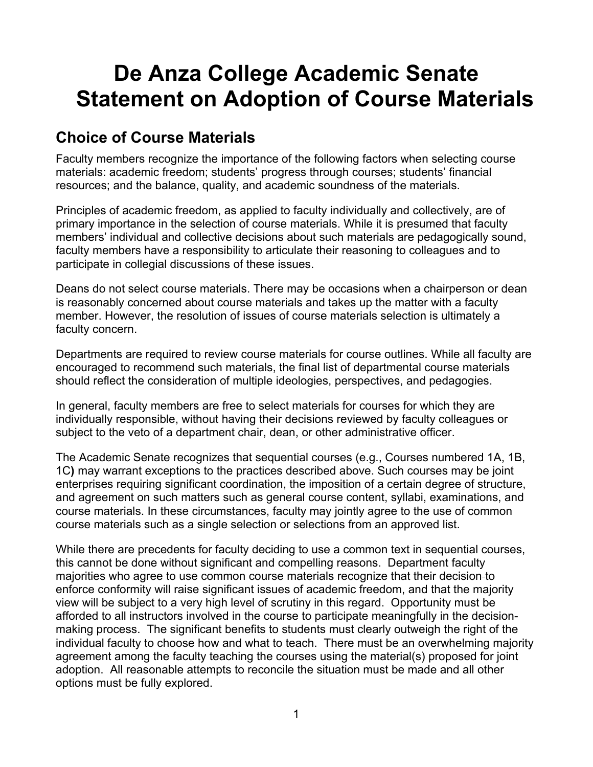# De Anza College Academic Senate Statement on Adoption of Course Materials

## Choice of Course Materials

Faculty members recognize the importance of the following factors when selecting course materials: academic freedom; students' progress through courses; students' financial resources; and the balance, quality, and academic soundness of the materials.

Principles of academic freedom, as applied to faculty individually and collectively, are of primary importance in the selection of course materials. While it is presumed that faculty members' individual and collective decisions about such materials are pedagogically sound, faculty members have a responsibility to articulate their reasoning to colleagues and to participate in collegial discussions of these issues.

Deans do not select course materials. There may be occasions when a chairperson or dean is reasonably concerned about course materials and takes up the matter with a faculty member. However, the resolution of issues of course materials selection is ultimately a faculty concern.

Departments are required to review course materials for course outlines. While all faculty are encouraged to recommend such materials, the final list of departmental course materials should reflect the consideration of multiple ideologies, perspectives, and pedagogies.

In general, faculty members are free to select materials for courses for which they are individually responsible, without having their decisions reviewed by faculty colleagues or subject to the veto of a department chair, dean, or other administrative officer.

The Academic Senate recognizes that sequential courses (e.g., Courses numbered 1A, 1B, 1C**)** may warrant exceptions to the practices described above. Such courses may be joint enterprises requiring significant coordination, the imposition of a certain degree of structure, and agreement on such matters such as general course content, syllabi, examinations, and course materials. In these circumstances, faculty may jointly agree to the use of common course materials such as a single selection or selections from an approved list.

While there are precedents for faculty deciding to use a common text in sequential courses, this cannot be done without significant and compelling reasons. Department faculty majorities who agree to use common course materials recognize that their decision to enforce conformity will raise significant issues of academic freedom, and that the majority view will be subject to a very high level of scrutiny in this regard. Opportunity must be afforded to all instructors involved in the course to participate meaningfully in the decision-making process. The significant benefits to students must clearly outweigh the right of the individual faculty to choose how and what to teach. There must be an overwhelming majority agreement among the faculty teaching the courses using the material(s) proposed for joint adoption. All reasonable attempts to reconcile the situation must be made and all other options must be fully explored.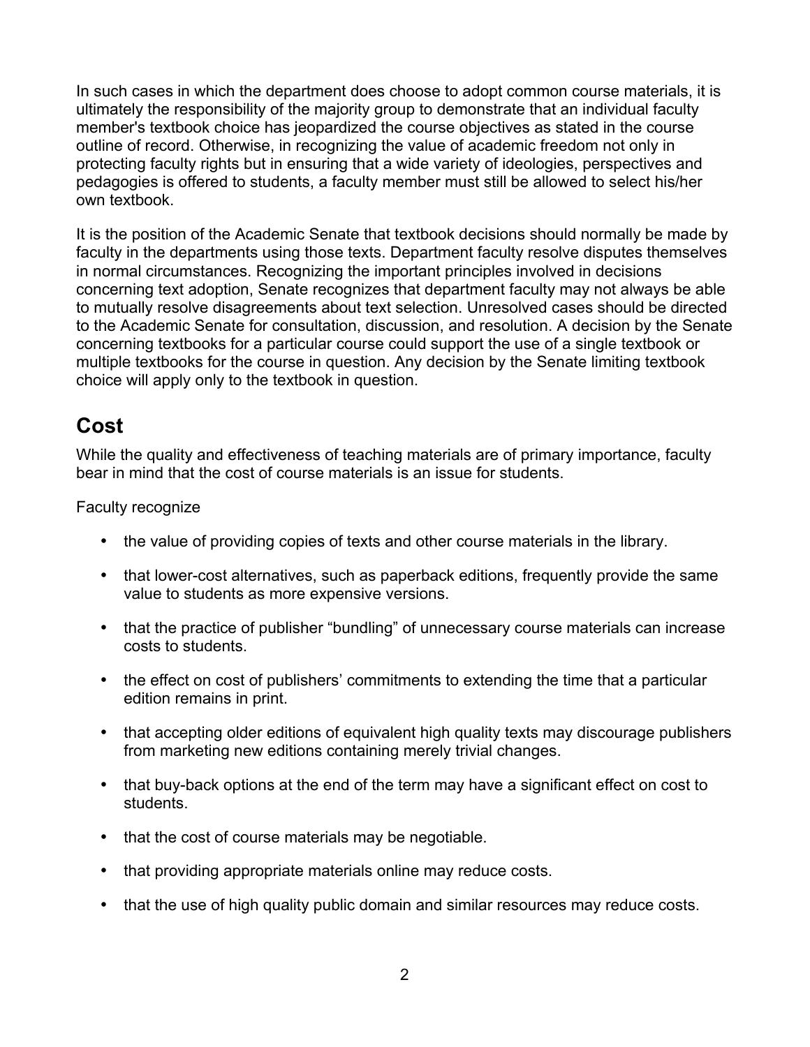In such cases in which the department does choose to adopt common course materials, it is ultimately the responsibility of the majority group to demonstrate that an individual faculty member's textbook choice has jeopardized the course objectives as stated in the course outline of record. Otherwise, in recognizing the value of academic freedom not only in protecting faculty rights but in ensuring that a wide variety of ideologies, perspectives and pedagogies is offered to students, a faculty member must still be allowed to select his/her own textbook.

It is the position of the Academic Senate that textbook decisions should normally be made by faculty in the departments using those texts. Department faculty resolve disputes themselves in normal circumstances. Recognizing the important principles involved in decisions concerning text adoption, Senate recognizes that department faculty may not always be able to mutually resolve disagreements about text selection. Unresolved cases should be directed to the Academic Senate for consultation, discussion, and resolution. A decision by the Senate concerning textbooks for a particular course could support the use of a single textbook or multiple textbooks for the course in question. Any decision by the Senate limiting textbook choice will apply only to the textbook in question.

## Cost

While the quality and effectiveness of teaching materials are of primary importance, faculty bear in mind that the cost of course materials is an issue for students.

Faculty recognize

- the value of providing copies of texts and other course materials in the library.
- that lower-cost alternatives, such as paperback editions, frequently provide the same value to students as more expensive versions.
- that the practice of publisher “bundling” of unnecessary course materials can increase costs to students.
- the effect on cost of publishers’ commitments to extending the time that a particular edition remains in print.
- that accepting older editions of equivalent high quality texts may discourage publishers from marketing new editions containing merely trivial changes.
- that buy-back options at the end of the term may have a significant effect on cost to students.
- that the cost of course materials may be negotiable.
- that providing appropriate materials online may reduce costs.
- that the use of high quality public domain and similar resources may reduce costs.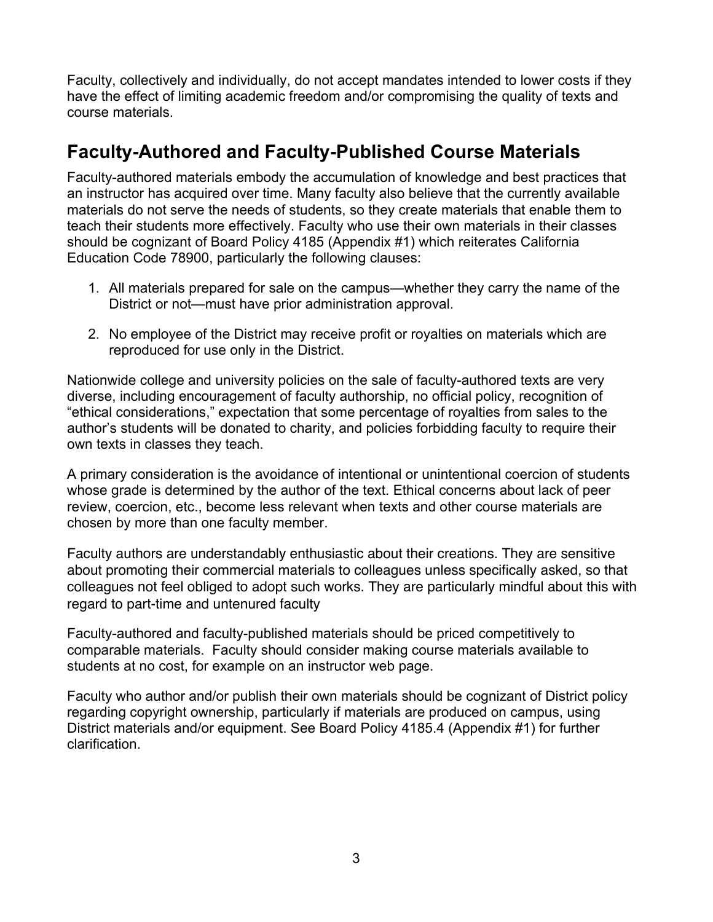Faculty, collectively and individually, do not accept mandates intended to lower costs if they have the effect of limiting academic freedom and/or compromising the quality of texts and course materials.

## Faculty-Authored and Faculty-Published Course Materials

Faculty-authored materials embody the accumulation of knowledge and best practices that an instructor has acquired over time. Many faculty also believe that the currently available materials do not serve the needs of students, so they create materials that enable them to teach their students more effectively. Faculty who use their own materials in their classes should be cognizant of Board Policy 4185 (Appendix #1) which reiterates California Education Code 78900, particularly the following clauses:

1. All materials prepared for sale on the campus—whether they carry the name of the District or not—must have prior administration approval.

2. No employee of the District may receive profit or royalties on materials which are reproduced for use only in the District.

Nationwide college and university policies on the sale of faculty-authored texts are very diverse, including encouragement of faculty authorship, no official policy, recognition of "ethical considerations," expectation that some percentage of royalties from sales to the author's students will be donated to charity, and policies forbidding faculty to require their own texts in classes they teach.

A primary consideration is the avoidance of intentional or unintentional coercion of students whose grade is determined by the author of the text. Ethical concerns about lack of peer review, coercion, etc., become less relevant when texts and other course materials are chosen by more than one faculty member.

Faculty authors are understandably enthusiastic about their creations. They are sensitive about promoting their commercial materials to colleagues unless specifically asked, so that colleagues not feel obliged to adopt such works. They are particularly mindful about this with regard to part-time and untenured faculty

Faculty-authored and faculty-published materials should be priced competitively to comparable materials. Faculty should consider making course materials available to students at no cost, for example on an instructor web page.

Faculty who author and/or publish their own materials should be cognizant of District policy regarding copyright ownership, particularly if materials are produced on campus, using District materials and/or equipment. See Board Policy 4185.4 (Appendix #1) for further clarification.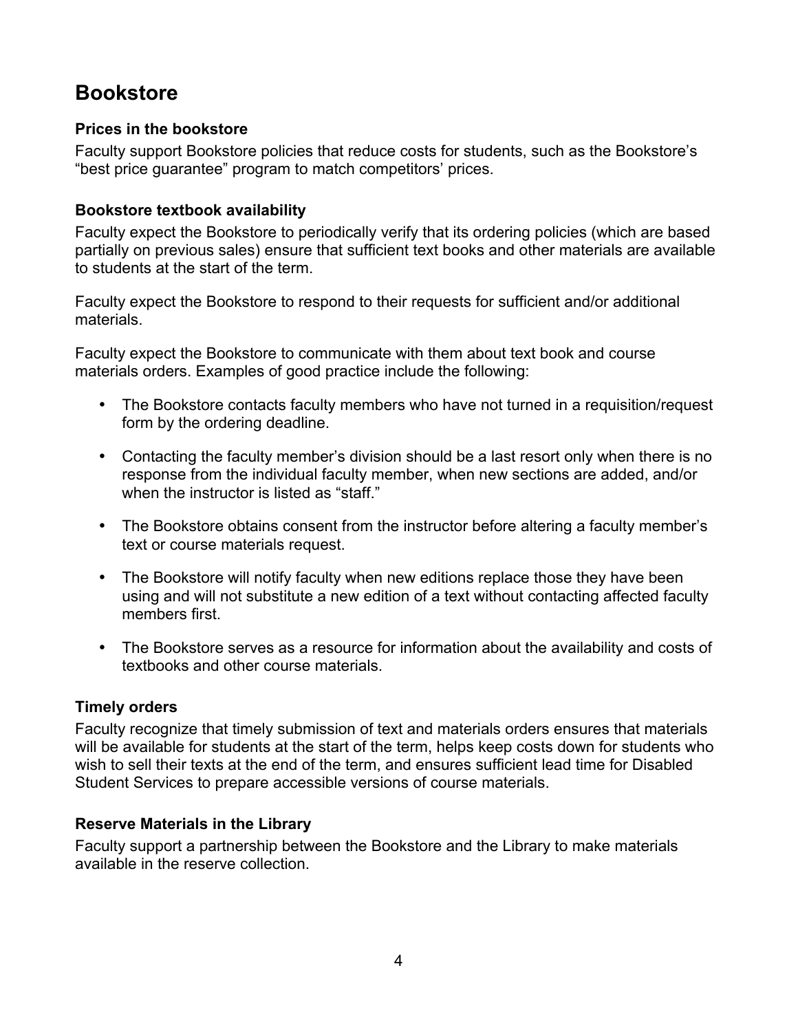## Bookstore

### Prices in the bookstore

Faculty support Bookstore policies that reduce costs for students, such as the Bookstore's "best price guarantee" program to match competitors' prices.

### Bookstore textbook availability

Faculty expect the Bookstore to periodically verify that its ordering policies (which are based partially on previous sales) ensure that sufficient text books and other materials are available to students at the start of the term.

Faculty expect the Bookstore to respond to their requests for sufficient and/or additional materials.

Faculty expect the Bookstore to communicate with them about text book and course materials orders. Examples of good practice include the following:

- The Bookstore contacts faculty members who have not turned in a requisition/request form by the ordering deadline.
- Contacting the faculty member's division should be a last resort only when there is no response from the individual faculty member, when new sections are added, and/or when the instructor is listed as "staff."
- The Bookstore obtains consent from the instructor before altering a faculty member's text or course materials request.
- The Bookstore will notify faculty when new editions replace those they have been using and will not substitute a new edition of a text without contacting affected faculty members first.
- The Bookstore serves as a resource for information about the availability and costs of textbooks and other course materials.

### Timely orders

Faculty recognize that timely submission of text and materials orders ensures that materials will be available for students at the start of the term, helps keep costs down for students who wish to sell their texts at the end of the term, and ensures sufficient lead time for Disabled Student Services to prepare accessible versions of course materials.

### Reserve Materials in the Library

Faculty support a partnership between the Bookstore and the Library to make materials available in the reserve collection.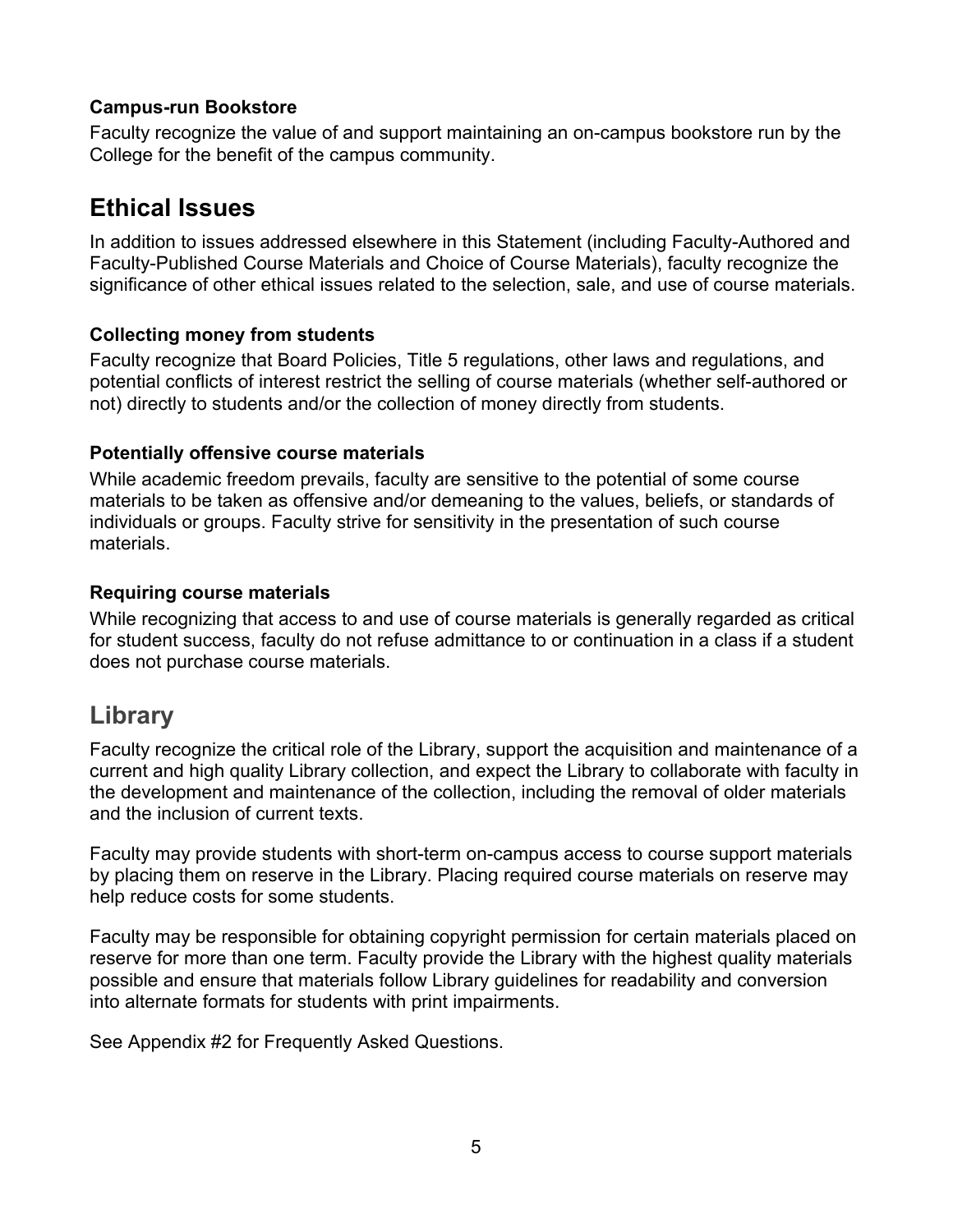### Campus-run Bookstore

Faculty recognize the value of and support maintaining an on-campus bookstore run by the College for the benefit of the campus community.

## Ethical Issues

In addition to issues addressed elsewhere in this Statement (including Faculty-Authored and Faculty-Published Course Materials and Choice of Course Materials), faculty recognize the significance of other ethical issues related to the selection, sale, and use of course materials.

### Collecting money from students

Faculty recognize that Board Policies, Title 5 regulations, other laws and regulations, and potential conflicts of interest restrict the selling of course materials (whether self-authored or not) directly to students and/or the collection of money directly from students.

### Potentially offensive course materials

While academic freedom prevails, faculty are sensitive to the potential of some course materials to be taken as offensive and/or demeaning to the values, beliefs, or standards of individuals or groups. Faculty strive for sensitivity in the presentation of such course materials.

### Requiring course materials

While recognizing that access to and use of course materials is generally regarded as critical for student success, faculty do not refuse admittance to or continuation in a class if a student does not purchase course materials.

## Library

Faculty recognize the critical role of the Library, support the acquisition and maintenance of a current and high quality Library collection, and expect the Library to collaborate with faculty in the development and maintenance of the collection, including the removal of older materials and the inclusion of current texts.

Faculty may provide students with short-term on-campus access to course support materials by placing them on reserve in the Library. Placing required course materials on reserve may help reduce costs for some students.

Faculty may be responsible for obtaining copyright permission for certain materials placed on reserve for more than one term. Faculty provide the Library with the highest quality materials possible and ensure that materials follow Library guidelines for readability and conversion into alternate formats for students with print impairments.

See Appendix #2 for Frequently Asked Questions.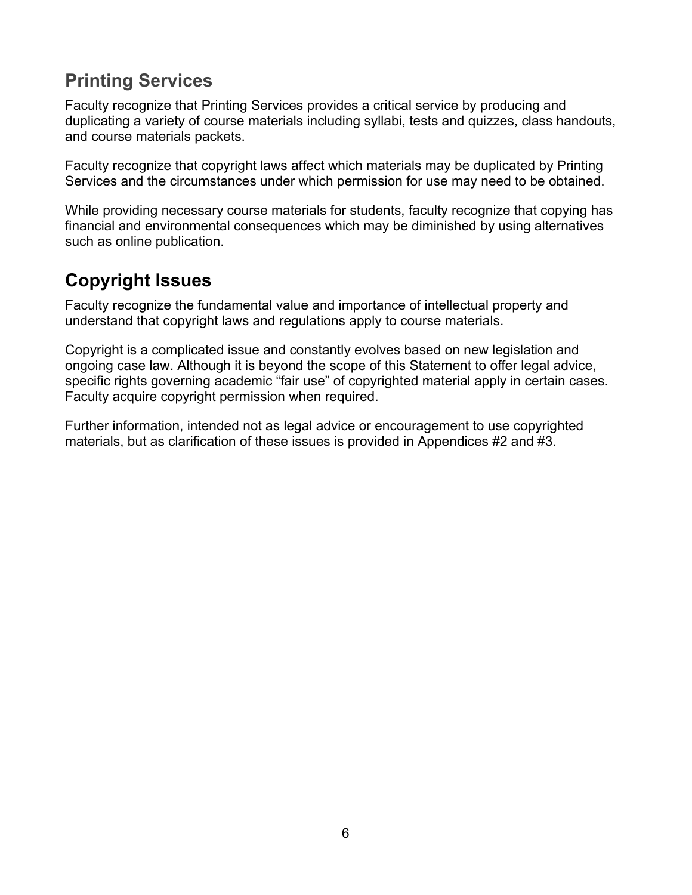## Printing Services

Faculty recognize that Printing Services provides a critical service by producing and duplicating a variety of course materials including syllabi, tests and quizzes, class handouts, and course materials packets.

Faculty recognize that copyright laws affect which materials may be duplicated by Printing Services and the circumstances under which permission for use may need to be obtained.

While providing necessary course materials for students, faculty recognize that copying has financial and environmental consequences which may be diminished by using alternatives such as online publication.

## Copyright Issues

Faculty recognize the fundamental value and importance of intellectual property and understand that copyright laws and regulations apply to course materials.

Copyright is a complicated issue and constantly evolves based on new legislation and ongoing case law. Although it is beyond the scope of this Statement to offer legal advice, specific rights governing academic "fair use" of copyrighted material apply in certain cases. Faculty acquire copyright permission when required.

Further information, intended not as legal advice or encouragement to use copyrighted materials, but as clarification of these issues is provided in Appendices #2 and #3.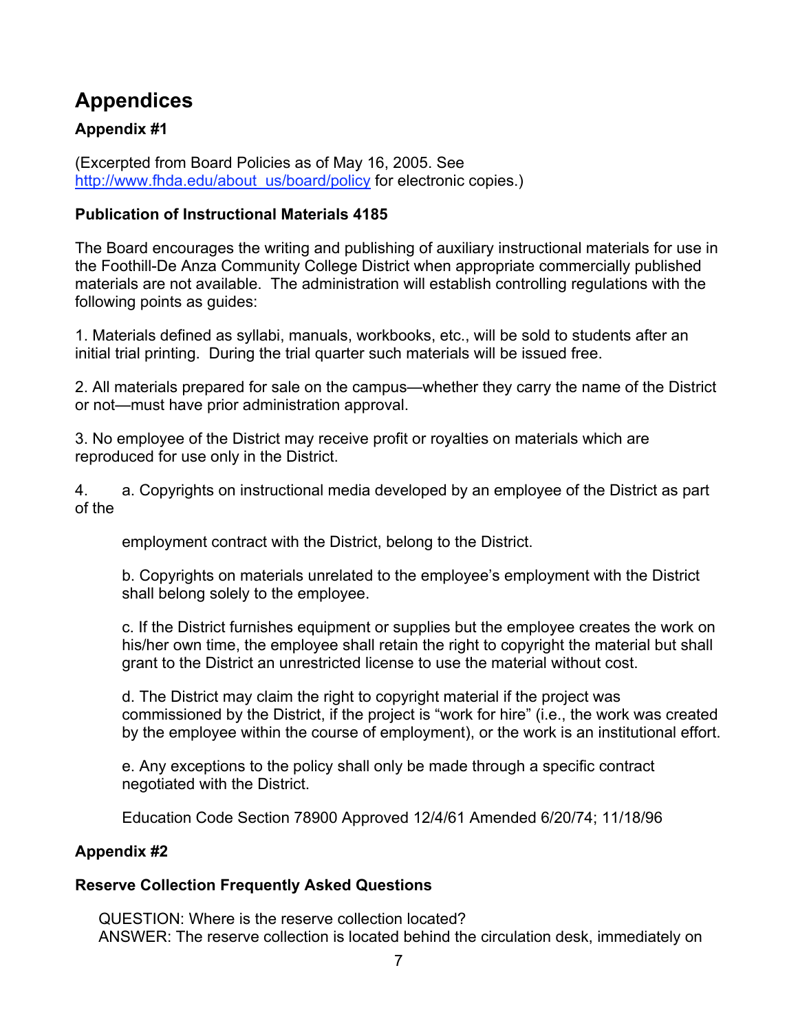# Appendices

## Appendix #1

(Excerpted from Board Policies as of May 16, 2005. See [http://www.fhda.edu/about_us/board/policy](http://www.fhda.edu/about_us/board/policy) for electronic copies.)

### Publication of Instructional Materials 4185

The Board encourages the writing and publishing of auxiliary instructional materials for use in the Foothill-De Anza Community College District when appropriate commercially published materials are not available. The administration will establish controlling regulations with the following points as guides:

1. Materials defined as syllabi, manuals, workbooks, etc., will be sold to students after an initial trial printing. During the trial quarter such materials will be issued free.

2. All materials prepared for sale on the campus—whether they carry the name of the District or not—must have prior administration approval.

3. No employee of the District may receive profit or royalties on materials which are reproduced for use only in the District.

4. a. Copyrights on instructional media developed by an employee of the District as part of the employment contract with the District, belong to the District.

   b. Copyrights on materials unrelated to the employee's employment with the District shall belong solely to the employee.

   c. If the District furnishes equipment or supplies but the employee creates the work on his/her own time, the employee shall retain the right to copyright the material but shall grant to the District an unrestricted license to use the material without cost.

   d. The District may claim the right to copyright material if the project was commissioned by the District, if the project is "work for hire" (i.e., the work was created by the employee within the course of employment), or the work is an institutional effort.

   e. Any exceptions to the policy shall only be made through a specific contract negotiated with the District.

   Education Code Section 78900 Approved 12/4/61 Amended 6/20/74; 11/18/96

## Appendix #2

### Reserve Collection Frequently Asked Questions

QUESTION: Where is the reserve collection located?
ANSWER: The reserve collection is located behind the circulation desk, immediately on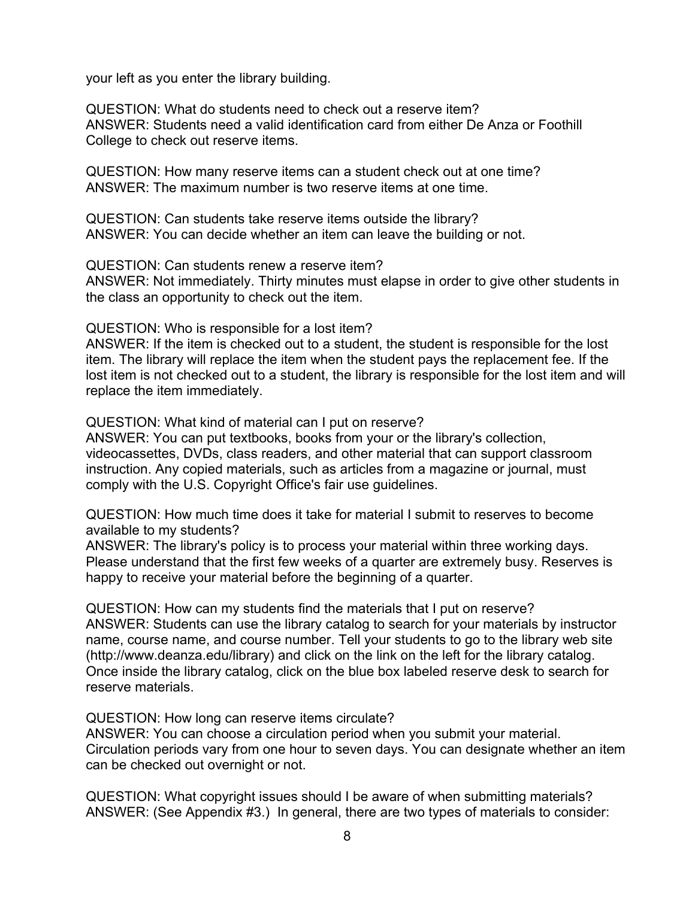your left as you enter the library building.

QUESTION: What do students need to check out a reserve item?
ANSWER: Students need a valid identification card from either De Anza or Foothill College to check out reserve items.

QUESTION: How many reserve items can a student check out at one time?
ANSWER: The maximum number is two reserve items at one time.

QUESTION: Can students take reserve items outside the library?
ANSWER: You can decide whether an item can leave the building or not.

QUESTION: Can students renew a reserve item?
ANSWER: Not immediately. Thirty minutes must elapse in order to give other students in the class an opportunity to check out the item.

QUESTION: Who is responsible for a lost item?
ANSWER: If the item is checked out to a student, the student is responsible for the lost item. The library will replace the item when the student pays the replacement fee. If the lost item is not checked out to a student, the library is responsible for the lost item and will replace the item immediately.

QUESTION: What kind of material can I put on reserve?
ANSWER: You can put textbooks, books from your or the library's collection, videocassettes, DVDs, class readers, and other material that can support classroom instruction. Any copied materials, such as articles from a magazine or journal, must comply with the U.S. Copyright Office's fair use guidelines.

QUESTION: How much time does it take for material I submit to reserves to become available to my students?
ANSWER: The library's policy is to process your material within three working days. Please understand that the first few weeks of a quarter are extremely busy. Reserves is happy to receive your material before the beginning of a quarter.

QUESTION: How can my students find the materials that I put on reserve?
ANSWER: Students can use the library catalog to search for your materials by instructor name, course name, and course number. Tell your students to go to the library web site (http://www.deanza.edu/library) and click on the link on the left for the library catalog. Once inside the library catalog, click on the blue box labeled reserve desk to search for reserve materials.

QUESTION: How long can reserve items circulate?
ANSWER: You can choose a circulation period when you submit your material. Circulation periods vary from one hour to seven days. You can designate whether an item can be checked out overnight or not.

QUESTION: What copyright issues should I be aware of when submitting materials?
ANSWER: (See Appendix #3.) In general, there are two types of materials to consider: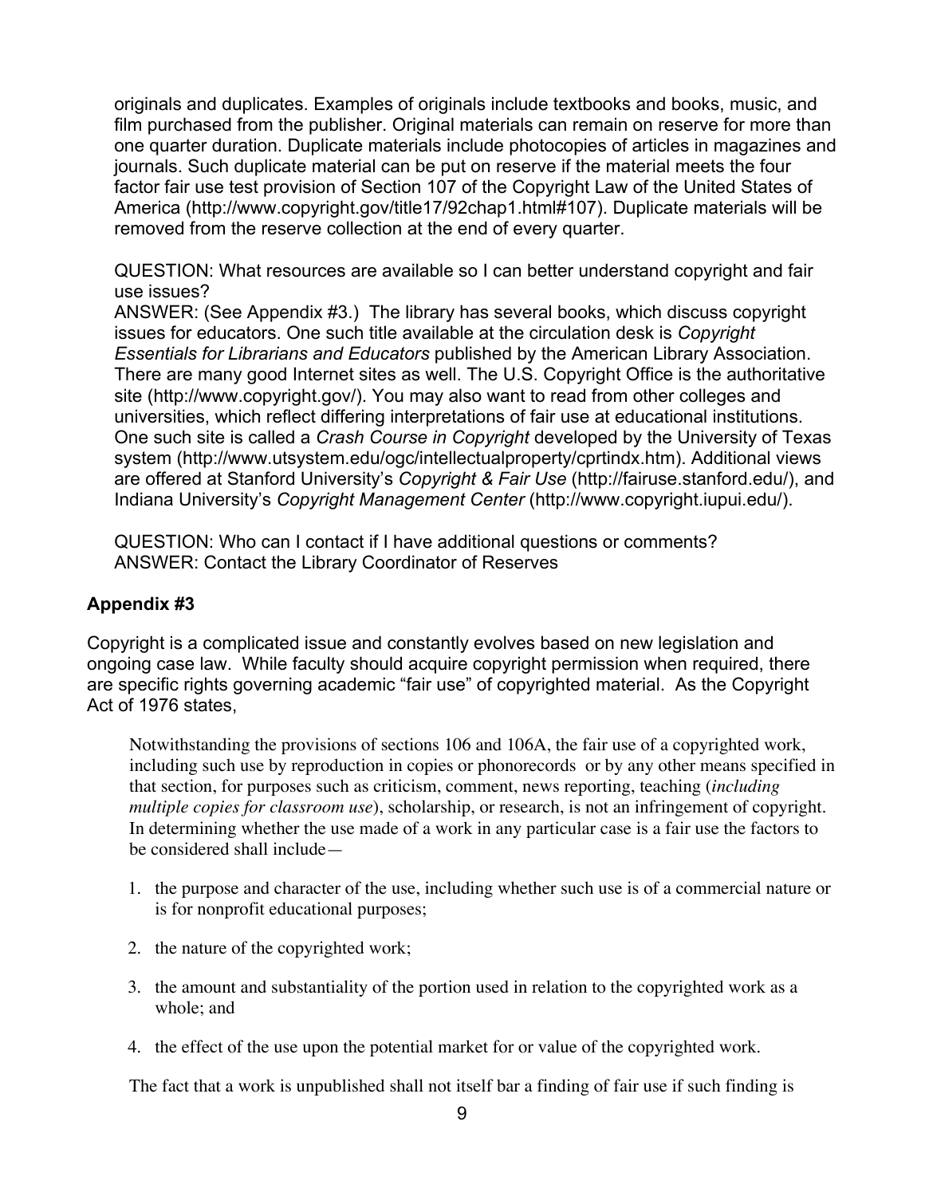originals and duplicates. Examples of originals include textbooks and books, music, and film purchased from the publisher. Original materials can remain on reserve for more than one quarter duration. Duplicate materials include photocopies of articles in magazines and journals. Such duplicate material can be put on reserve if the material meets the four factor fair use test provision of Section 107 of the Copyright Law of the United States of America (http://www.copyright.gov/title17/92chap1.html#107). Duplicate materials will be removed from the reserve collection at the end of every quarter.

QUESTION: What resources are available so I can better understand copyright and fair use issues?
ANSWER: (See Appendix #3.) The library has several books, which discuss copyright issues for educators. One such title available at the circulation desk is *Copyright Essentials for Librarians and Educators* published by the American Library Association. There are many good Internet sites as well. The U.S. Copyright Office is the authoritative site (http://www.copyright.gov/). You may also want to read from other colleges and universities, which reflect differing interpretations of fair use at educational institutions. One such site is called a *Crash Course in Copyright* developed by the University of Texas system (http://www.utsystem.edu/ogc/intellectualproperty/cprtindx.htm). Additional views are offered at Stanford University's *Copyright & Fair Use* (http://fairuse.stanford.edu/), and Indiana University's *Copyright Management Center* (http://www.copyright.iupui.edu/).

QUESTION: Who can I contact if I have additional questions or comments?
ANSWER: Contact the Library Coordinator of Reserves

**Appendix #3**

Copyright is a complicated issue and constantly evolves based on new legislation and ongoing case law. While faculty should acquire copyright permission when required, there are specific rights governing academic "fair use" of copyrighted material. As the Copyright Act of 1976 states,

> Notwithstanding the provisions of sections 106 and 106A, the fair use of a copyrighted work, including such use by reproduction in copies or phonorecords or by any other means specified in that section, for purposes such as criticism, comment, news reporting, teaching (*including multiple copies for classroom use*), scholarship, or research, is not an infringement of copyright. In determining whether the use made of a work in any particular case is a fair use the factors to be considered shall include—
>
> 1. the purpose and character of the use, including whether such use is of a commercial nature or is for nonprofit educational purposes;
> 2. the nature of the copyrighted work;
> 3. the amount and substantiality of the portion used in relation to the copyrighted work as a whole; and
> 4. the effect of the use upon the potential market for or value of the copyrighted work.
>
> The fact that a work is unpublished shall not itself bar a finding of fair use if such finding is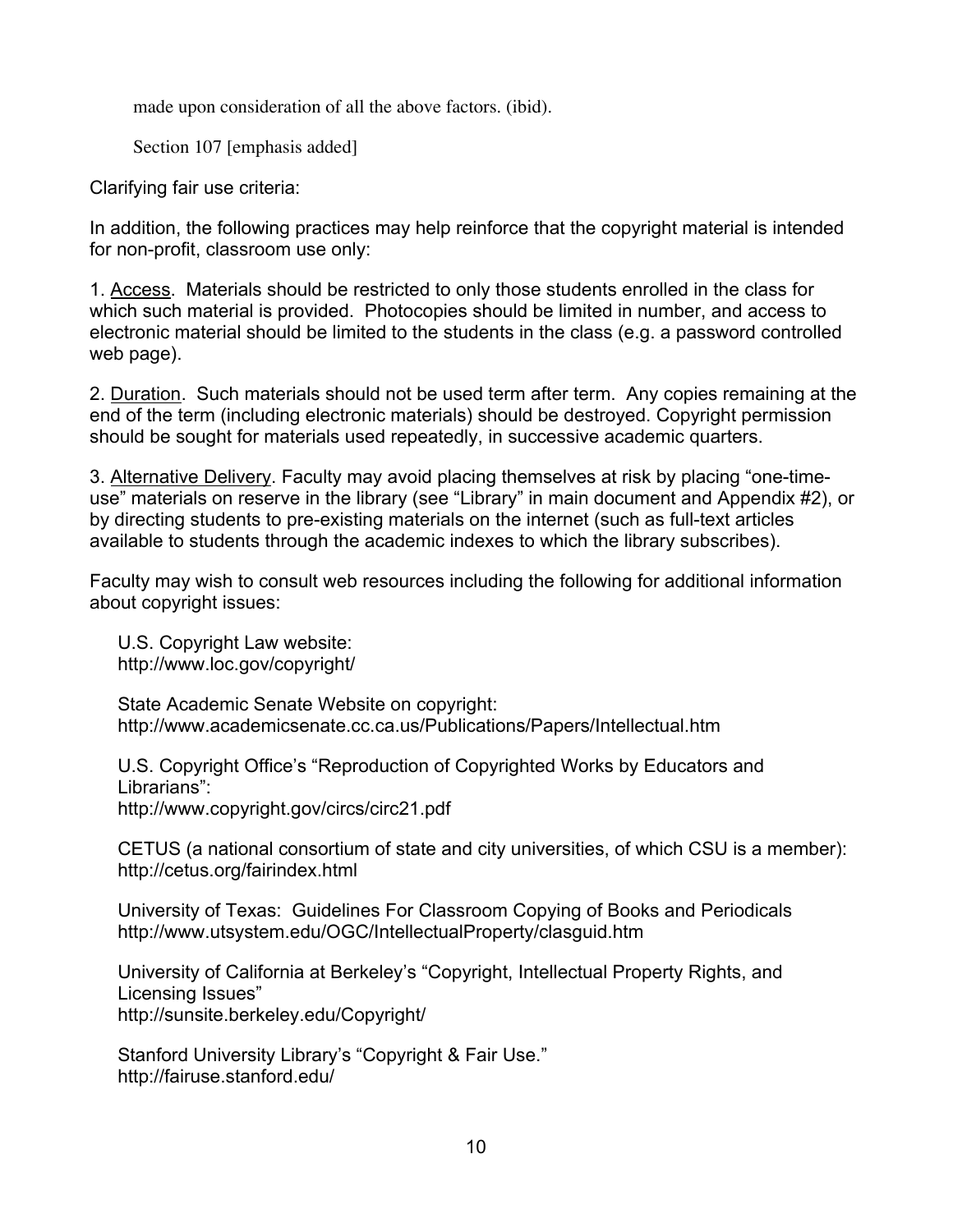made upon consideration of all the above factors. (ibid).

Section 107 [emphasis added]

Clarifying fair use criteria:

In addition, the following practices may help reinforce that the copyright material is intended for non-profit, classroom use only:

1. <u>Access</u>. Materials should be restricted to only those students enrolled in the class for which such material is provided. Photocopies should be limited in number, and access to electronic material should be limited to the students in the class (e.g. a password controlled web page).

2. <u>Duration</u>. Such materials should not be used term after term. Any copies remaining at the end of the term (including electronic materials) should be destroyed. Copyright permission should be sought for materials used repeatedly, in successive academic quarters.

3. <u>Alternative Delivery</u>. Faculty may avoid placing themselves at risk by placing "one-time-use" materials on reserve in the library (see "Library" in main document and Appendix #2), or by directing students to pre-existing materials on the internet (such as full-text articles available to students through the academic indexes to which the library subscribes).

Faculty may wish to consult web resources including the following for additional information about copyright issues:

U.S. Copyright Law website:
http://www.loc.gov/copyright/

State Academic Senate Website on copyright:
http://www.academicsenate.cc.ca.us/Publications/Papers/Intellectual.htm

U.S. Copyright Office's "Reproduction of Copyrighted Works by Educators and Librarians":
http://www.copyright.gov/circs/circ21.pdf

CETUS (a national consortium of state and city universities, of which CSU is a member):
http://cetus.org/fairindex.html

University of Texas: Guidelines For Classroom Copying of Books and Periodicals
http://www.utsystem.edu/OGC/IntellectualProperty/clasguid.htm

University of California at Berkeley's "Copyright, Intellectual Property Rights, and Licensing Issues"
http://sunsite.berkeley.edu/Copyright/

Stanford University Library's "Copyright & Fair Use."
http://fairuse.stanford.edu/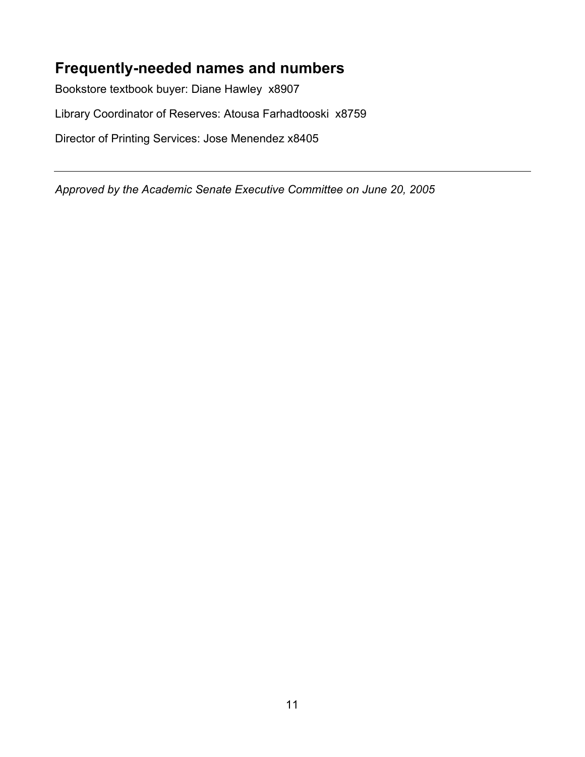## Frequently-needed names and numbers

Bookstore textbook buyer: Diane Hawley x8907

Library Coordinator of Reserves: Atousa Farhadtooski x8759

Director of Printing Services: Jose Menendez x8405

---

*Approved by the Academic Senate Executive Committee on June 20, 2005*